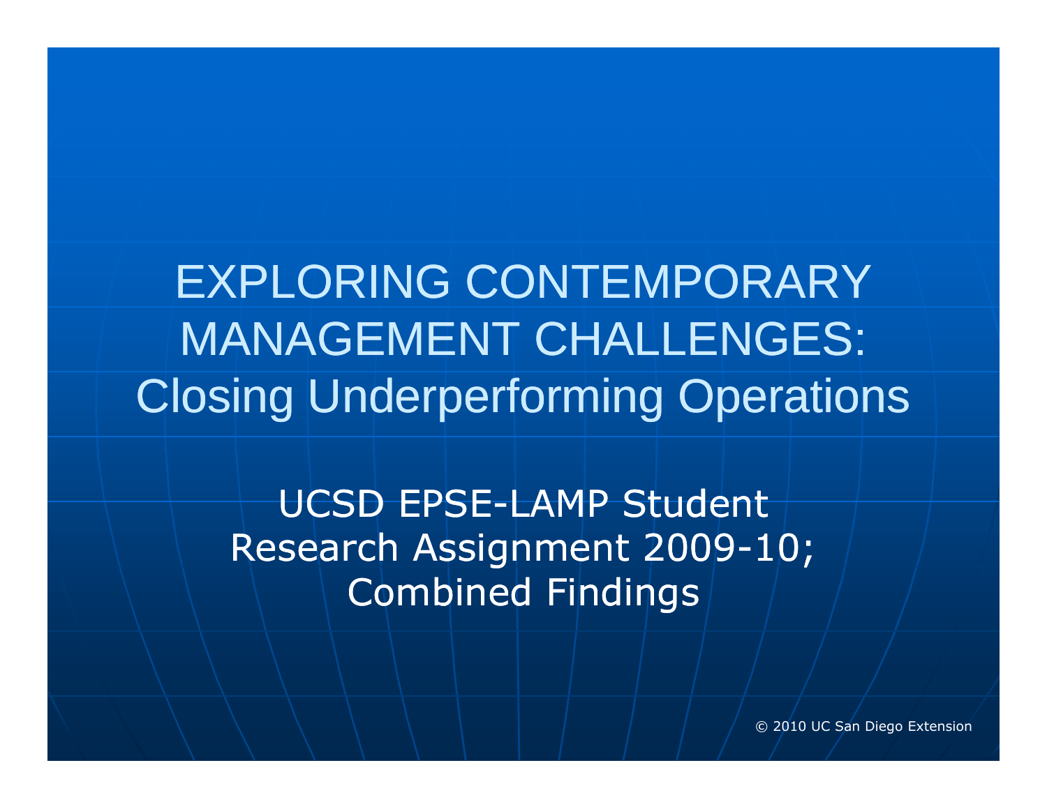# EXPLORING CONTEMPORARY MANAGEMENT CHALLENGES: Closing Underperforming Operations

UCSD EPSE-LAMP Student Research Assignment 2009-10; Combined Findings

© 2010 UC San Diego Extension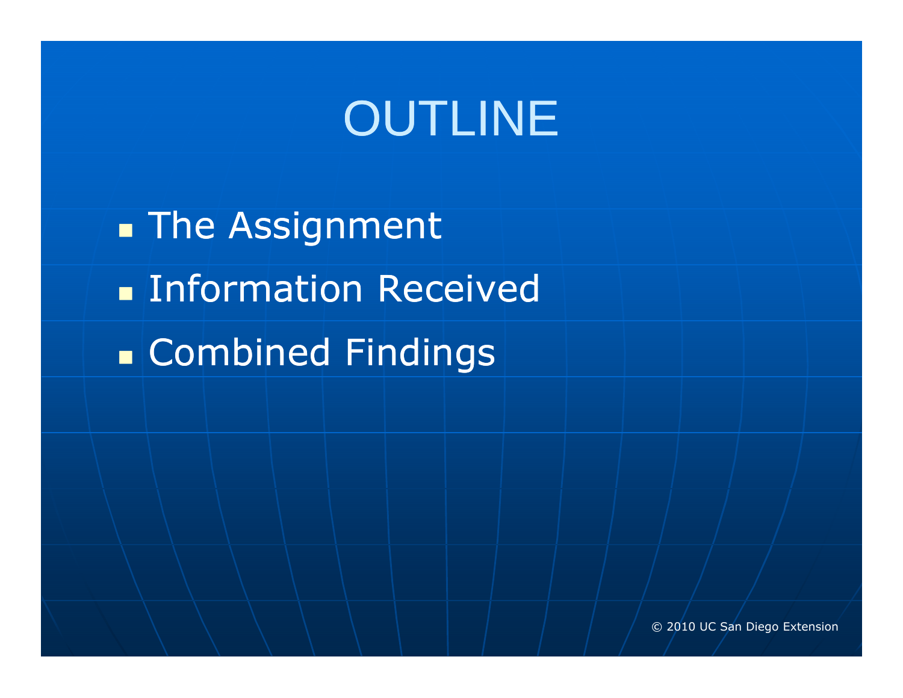# OUTLINE

- The Assignment
- Information Received
- Combined Findings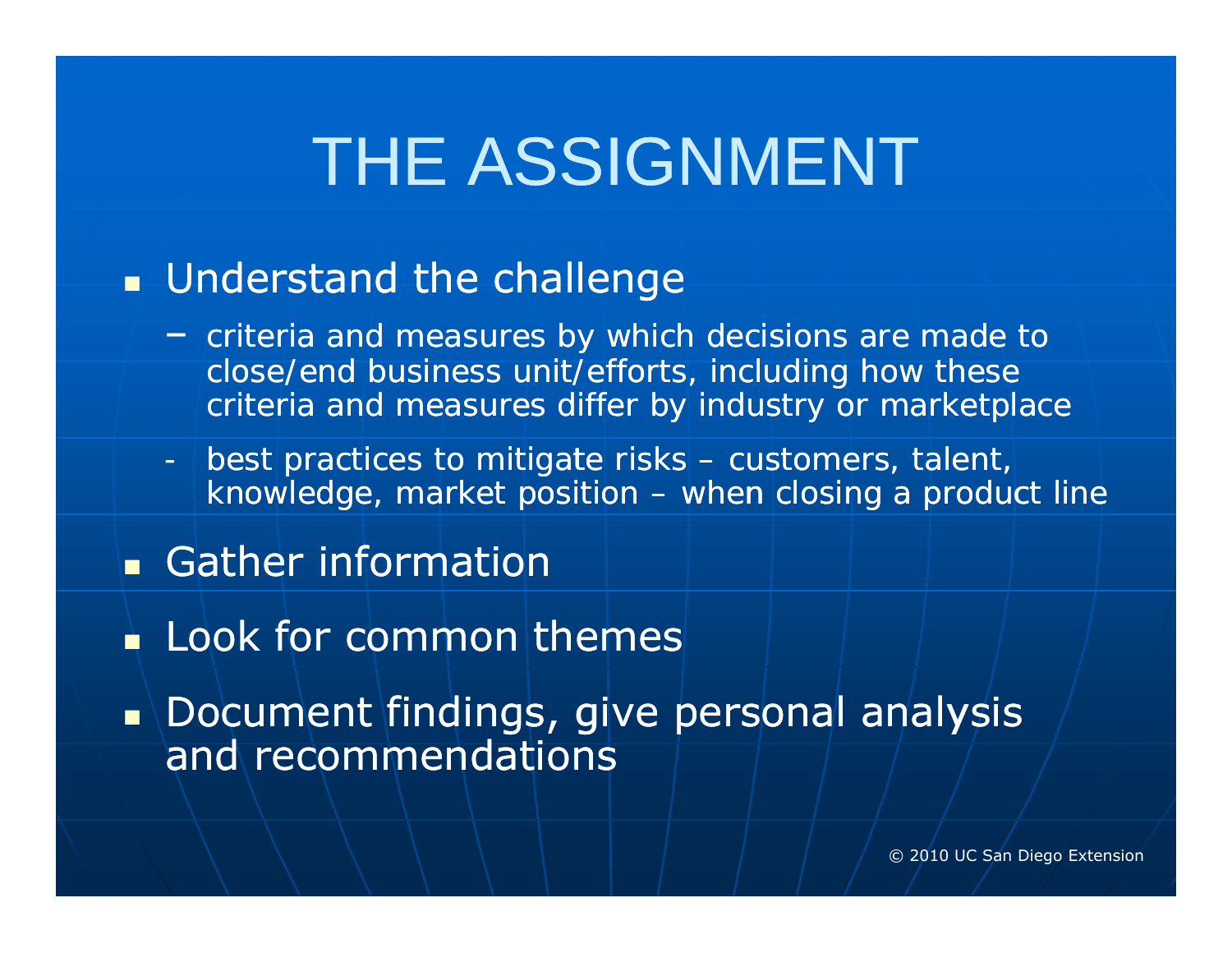# THE ASSIGNMENT

- Understand the challenge
  - criteria and measures by which decisions are made to close/end business unit/efforts, including how these criteria and measures differ by industry or marketplace
  - best practices to mitigate risks – customers, talent, knowledge, market position – when closing a product line
- Gather information
- Look for common themes
- Document findings, give personal analysis and recommendations

© 2010 UC San Diego Extension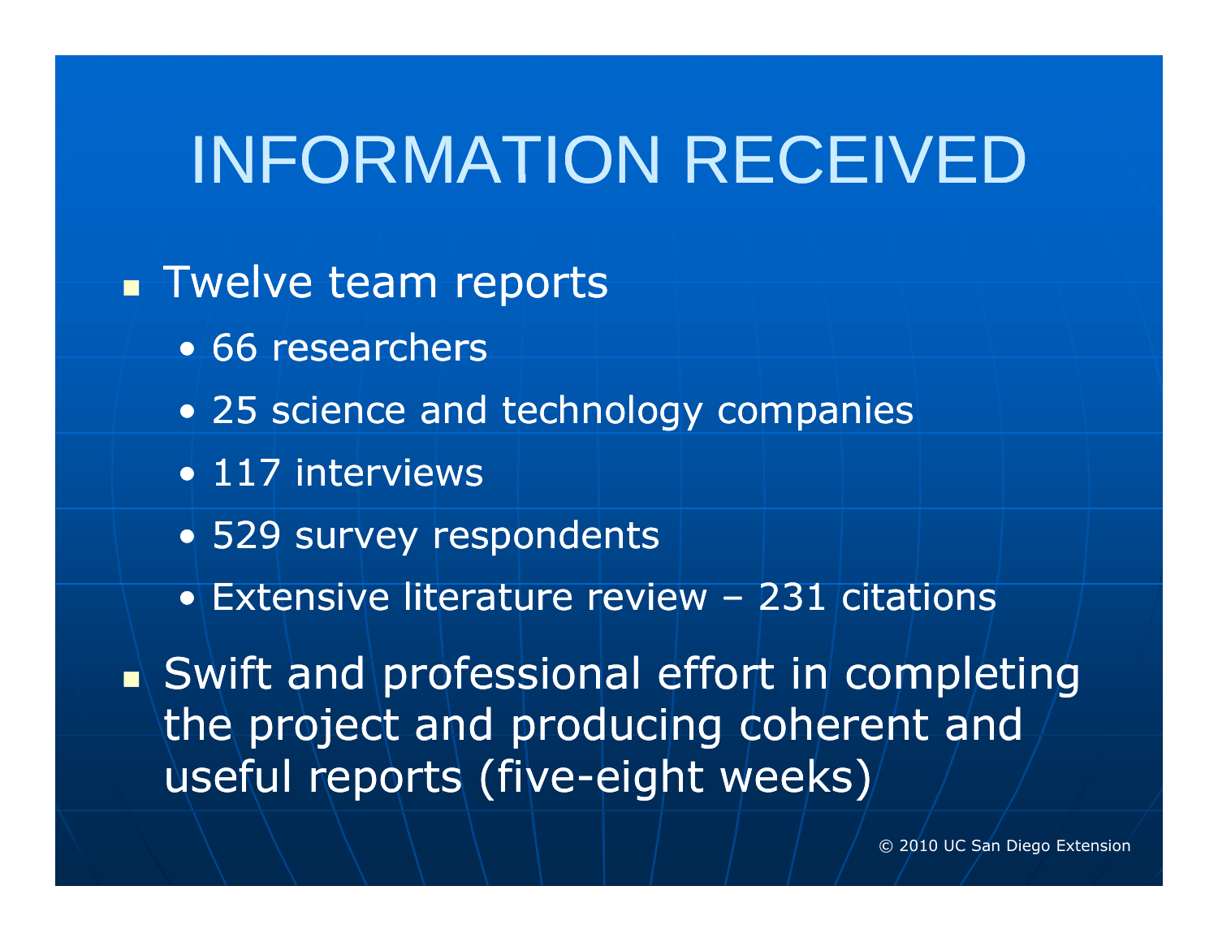# INFORMATION RECEIVED

- Twelve team reports
  - 66 researchers
  - 25 science and technology companies
  - 117 interviews
  - 529 survey respondents
  - Extensive literature review – 231 citations
- Swift and professional effort in completing the project and producing coherent and useful reports (five-eight weeks)

© 2010 UC San Diego Extension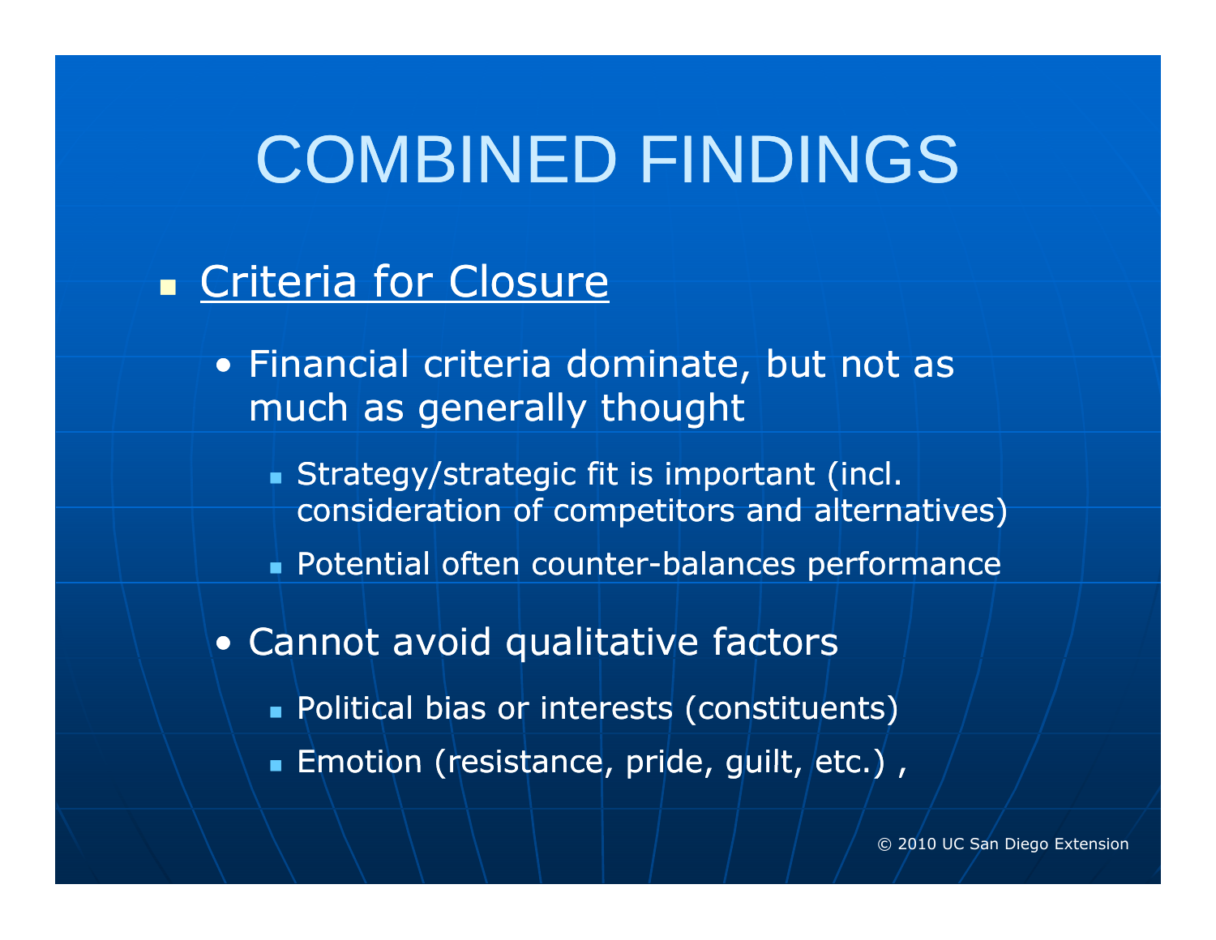# COMBINED FINDINGS

- Criteria for Closure
  - Financial criteria dominate, but not as much as generally thought
    - Strategy/strategic fit is important (incl. consideration of competitors and alternatives)
    - Potential often counter-balances performance
  - Cannot avoid qualitative factors
    - Political bias or interests (constituents)
    - Emotion (resistance, pride, guilt, etc.) ,

© 2010 UC San Diego Extension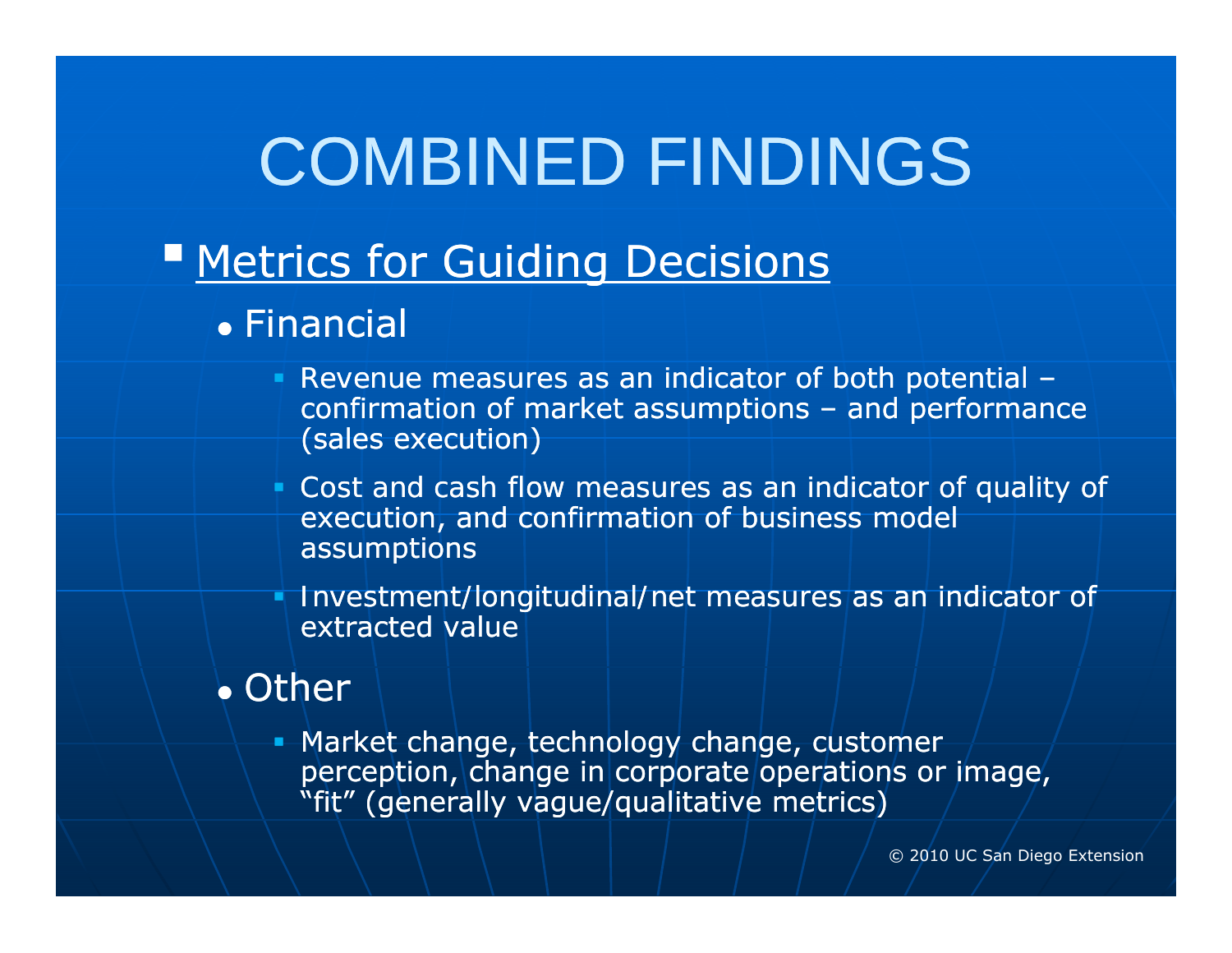# COMBINED FINDINGS

- Metrics for Guiding Decisions
  - Financial
    - Revenue measures as an indicator of both potential – confirmation of market assumptions – and performance (sales execution)
    - Cost and cash flow measures as an indicator of quality of execution, and confirmation of business model assumptions
    - Investment/longitudinal/net measures as an indicator of extracted value
  - Other
    - Market change, technology change, customer perception, change in corporate operations or image, “fit” (generally vague/qualitative metrics)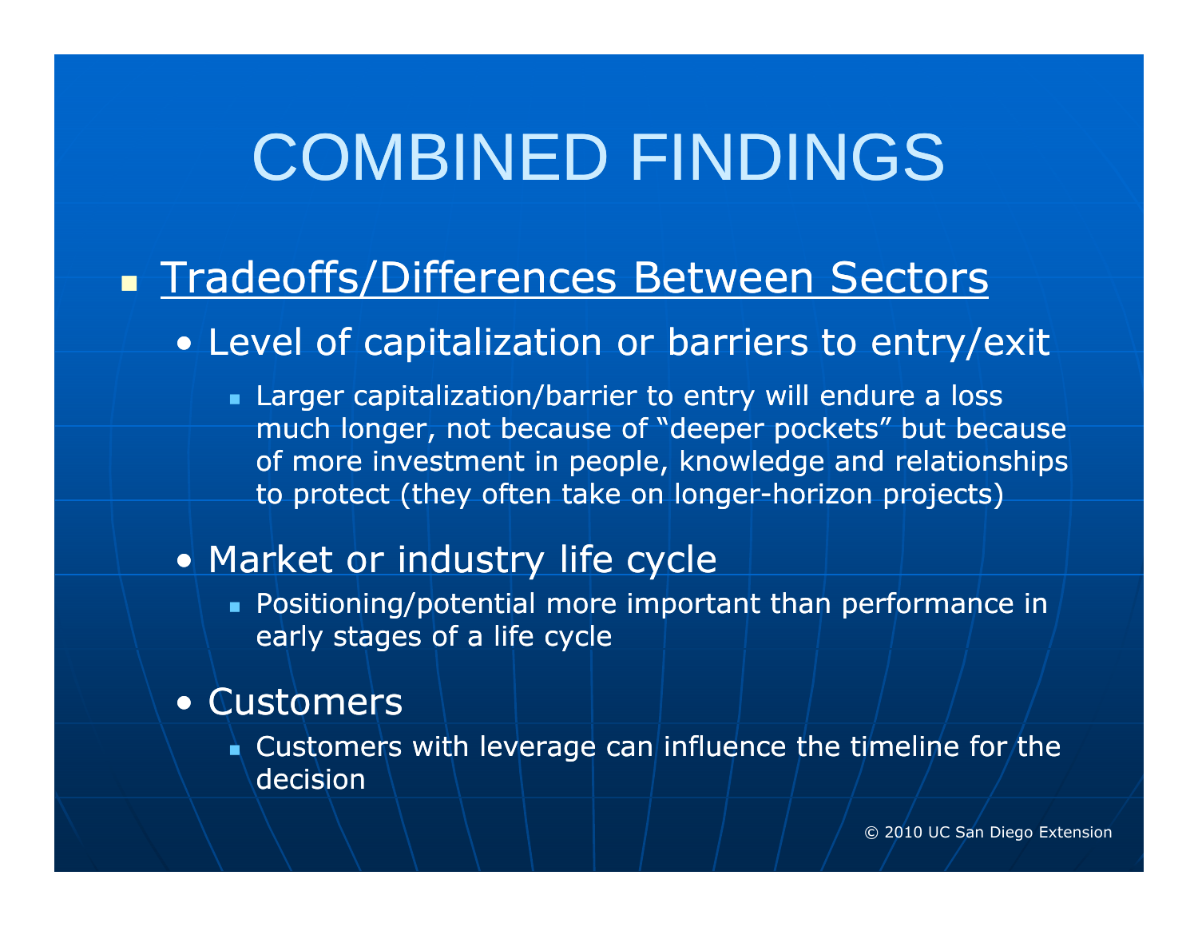# COMBINED FINDINGS

- <u>Tradeoffs/Differences Between Sectors</u>
  - Level of capitalization or barriers to entry/exit
    - Larger capitalization/barrier to entry will endure a loss much longer, not because of "deeper pockets" but because of more investment in people, knowledge and relationships to protect (they often take on longer-horizon projects)
  - Market or industry life cycle
    - Positioning/potential more important than performance in early stages of a life cycle
  - Customers
    - Customers with leverage can influence the timeline for the decision

© 2010 UC San Diego Extension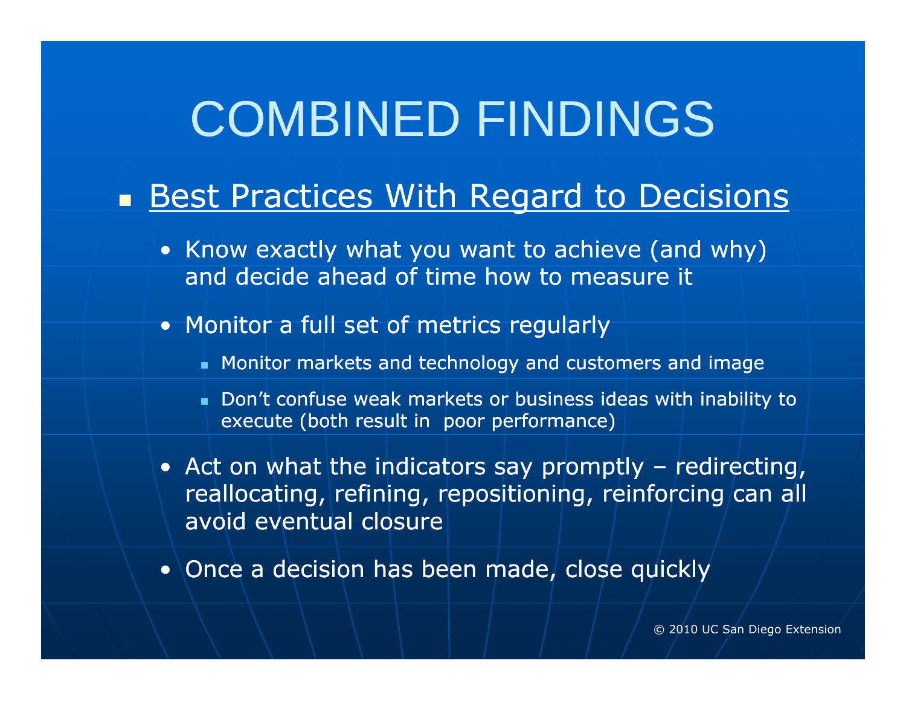# COMBINED FINDINGS

- <u>Best Practices With Regard to Decisions</u>
  - Know exactly what you want to achieve (and why) and decide ahead of time how to measure it
  - Monitor a full set of metrics regularly
    - Monitor markets and technology and customers and image
    - Don't confuse weak markets or business ideas with inability to execute (both result in poor performance)
  - Act on what the indicators say promptly – redirecting, reallocating, refining, repositioning, reinforcing can all avoid eventual closure
  - Once a decision has been made, close quickly

© 2010 UC San Diego Extension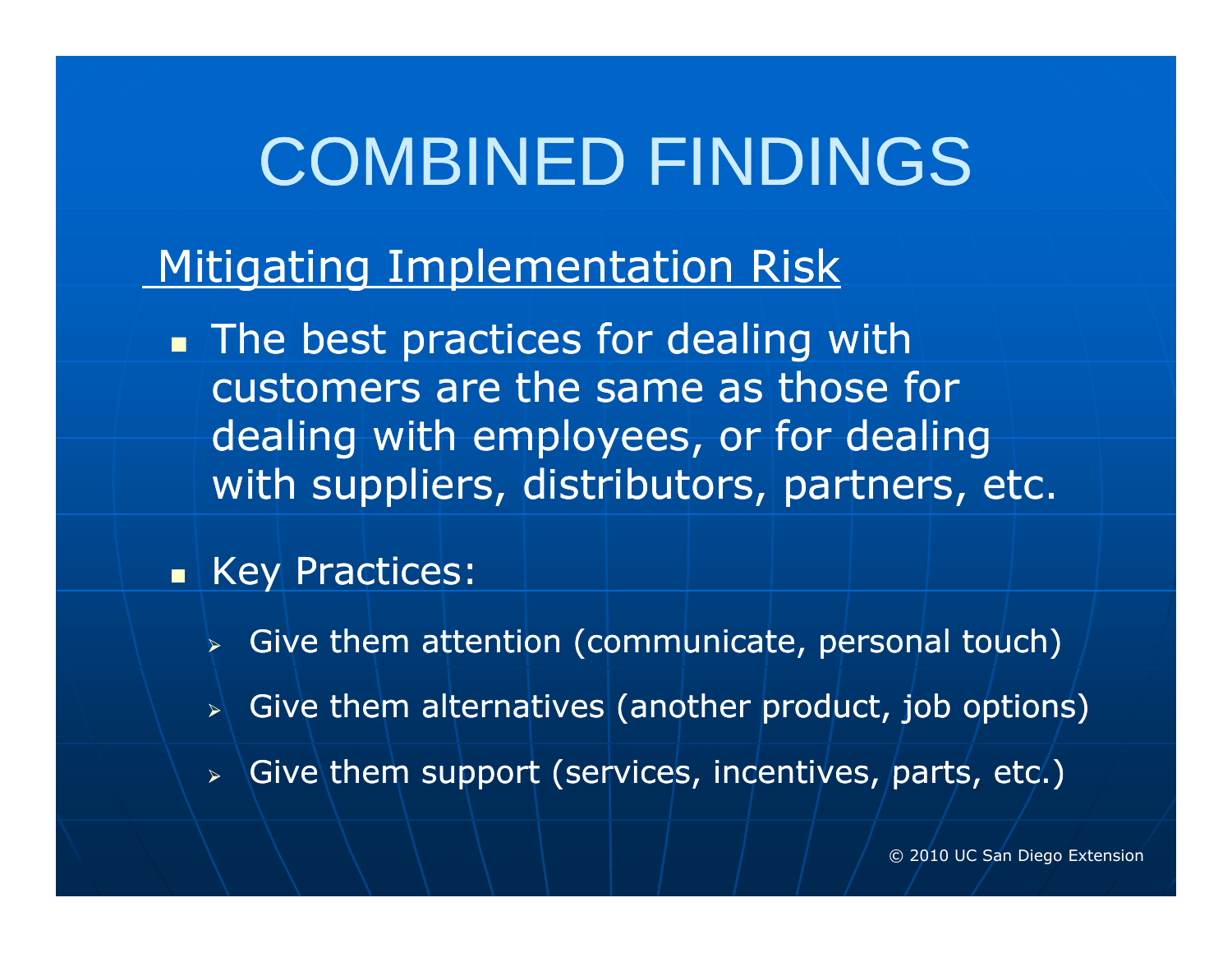# COMBINED FINDINGS

## Mitigating Implementation Risk

- The best practices for dealing with customers are the same as those for dealing with employees, or for dealing with suppliers, distributors, partners, etc.
- Key Practices:
  - Give them attention (communicate, personal touch)
  - Give them alternatives (another product, job options)
  - Give them support (services, incentives, parts, etc.)

© 2010 UC San Diego Extension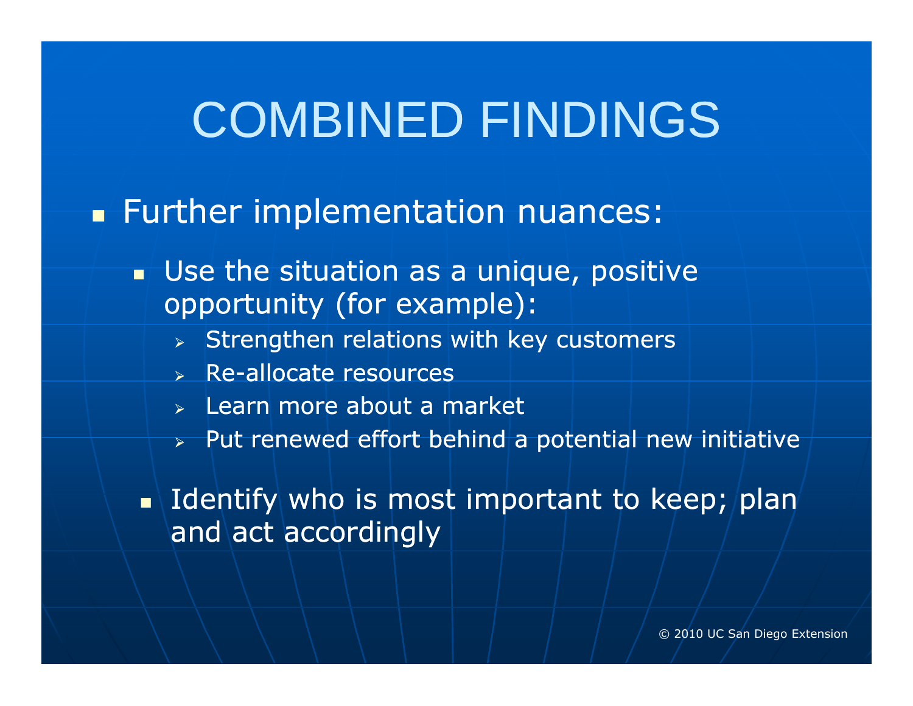# COMBINED FINDINGS

- Further implementation nuances:
  - Use the situation as a unique, positive opportunity (for example):
    - Strengthen relations with key customers
    - Re-allocate resources
    - Learn more about a market
    - Put renewed effort behind a potential new initiative
  - Identify who is most important to keep; plan and act accordingly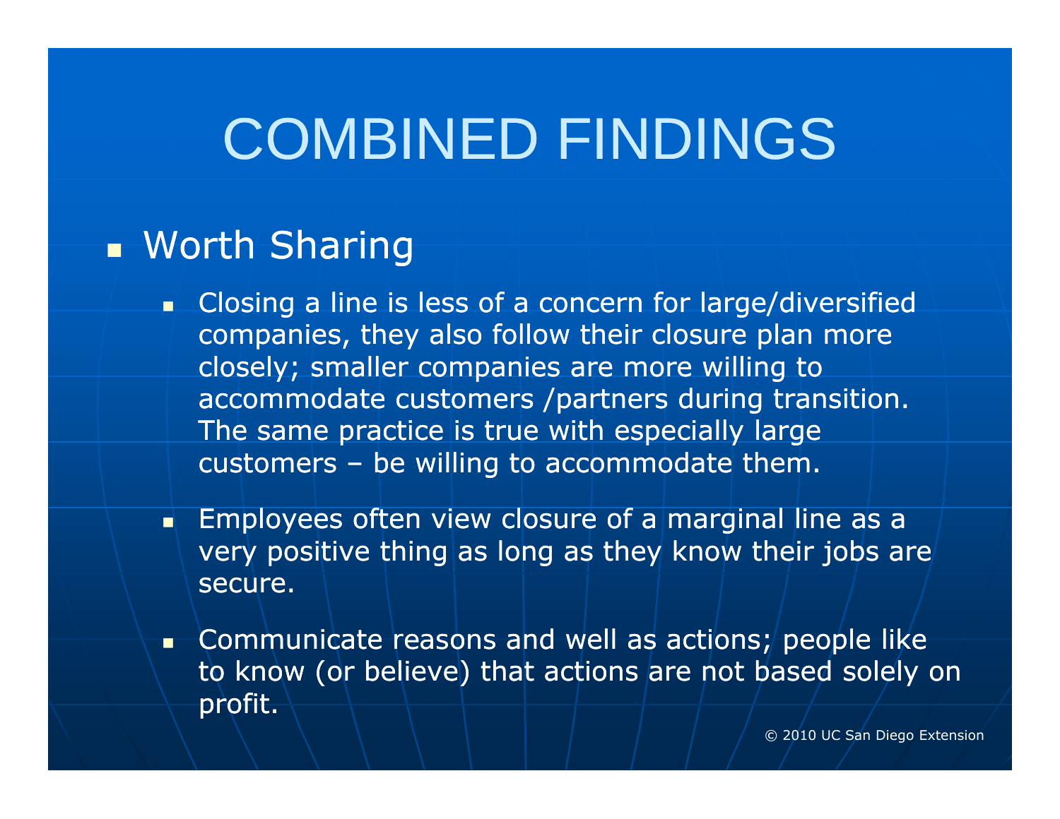# COMBINED FINDINGS

- Worth Sharing
  - Closing a line is less of a concern for large/diversified companies, they also follow their closure plan more closely; smaller companies are more willing to accommodate customers /partners during transition. The same practice is true with especially large customers – be willing to accommodate them.
  - Employees often view closure of a marginal line as a very positive thing as long as they know their jobs are secure.
  - Communicate reasons and well as actions; people like to know (or believe) that actions are not based solely on profit.

© 2010 UC San Diego Extension